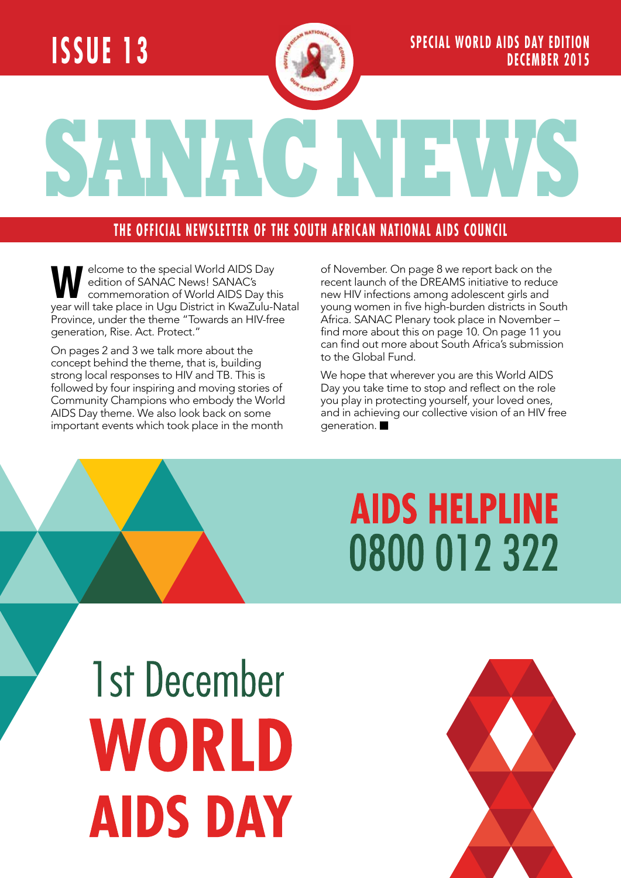ISSUE 13

SPECIAL WORLD AIDS DAY EDITION
DECEMBER 2015

# SANAC NEWS

## THE OFFICIAL NEWSLETTER OF THE SOUTH AFRICAN NATIONAL AIDS COUNCIL

Welcome to the special World AIDS Day edition of SANAC News! SANAC's commemoration of World AIDS Day this year will take place in Ugu District in KwaZulu-Natal Province, under the theme "Towards an HIV-free generation, Rise. Act. Protect."

On pages 2 and 3 we talk more about the concept behind the theme, that is, building strong local responses to HIV and TB. This is followed by four inspiring and moving stories of Community Champions who embody the World AIDS Day theme. We also look back on some important events which took place in the month of November. On page 8 we report back on the recent launch of the DREAMS initiative to reduce new HIV infections among adolescent girls and young women in five high-burden districts in South Africa. SANAC Plenary took place in November – find more about this on page 10. On page 11 you can find out more about South Africa's submission to the Global Fund.

We hope that wherever you are this World AIDS Day you take time to stop and reflect on the role you play in protecting yourself, your loved ones, and in achieving our collective vision of an HIV free generation. ■

**AIDS HELPLINE**
**0800 012 322**

1st December
**WORLD AIDS DAY**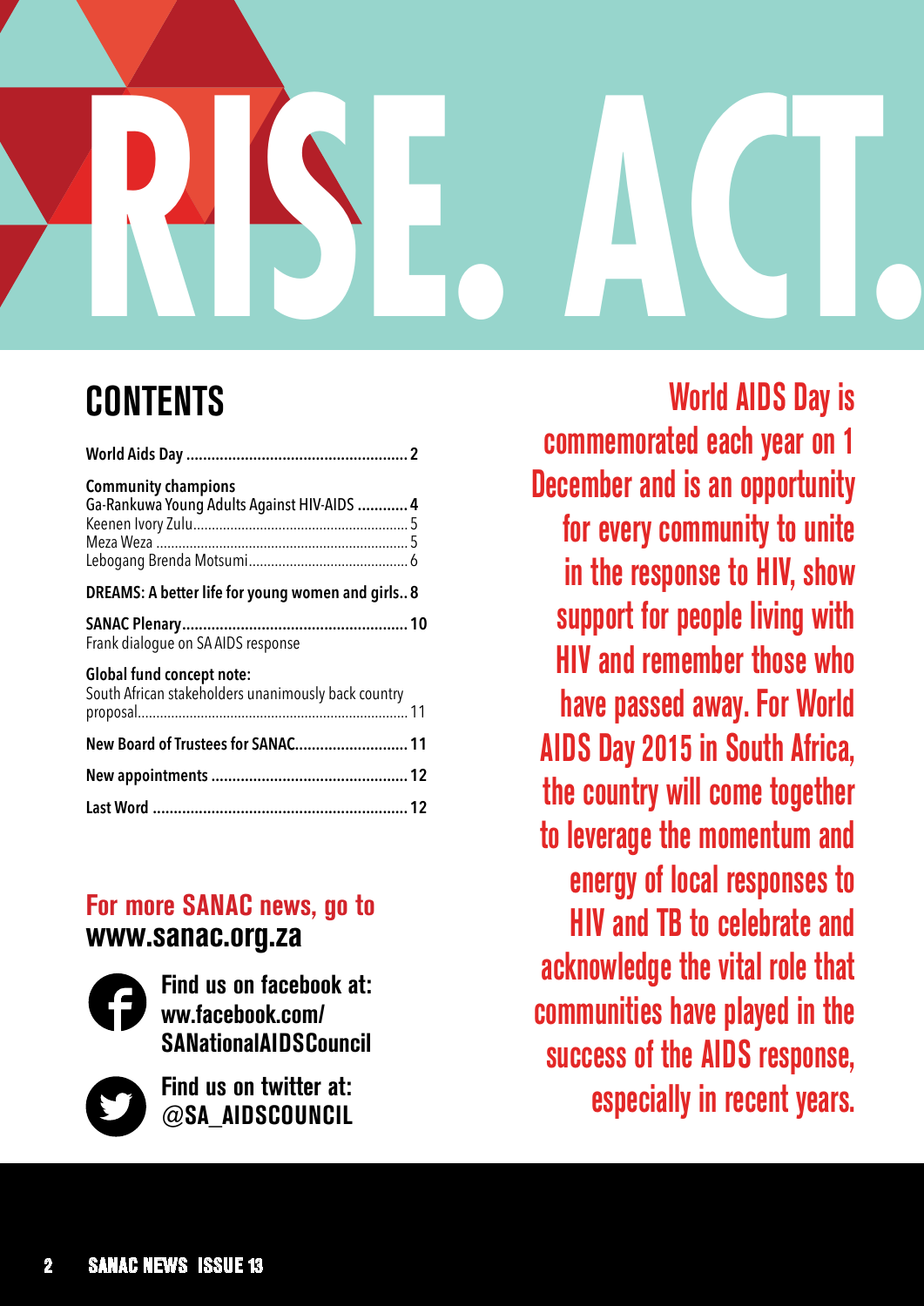# RISE. ACT.

## CONTENTS

**World Aids Day** .................................................... **2**

**Community champions**
Ga-Rankuwa Young Adults Against HIV-AIDS ............ **4**
Keenen Ivory Zulu.......................................................... 5
Meza Weza .................................................................... 5
Lebogang Brenda Motsumi............................................ 6

**DREAMS: A better life for young women and girls.. 8**

**SANAC Plenary**..................................................... **10**
Frank dialogue on SA AIDS response

**Global fund concept note:**
South African stakeholders unanimously back country proposal........................................................................ 11

**New Board of Trustees for SANAC**.......................... **11**

**New appointments** .............................................. **12**

**Last Word** ............................................................ **12**

**For more SANAC news, go to www.sanac.org.za**

Find us on facebook at: ww.facebook.com/SANationalAIDSCouncil

Find us on twitter at: @SA_AIDSCOUNCIL

World AIDS Day is commemorated each year on 1 December and is an opportunity for every community to unite in the response to HIV, show support for people living with HIV and remember those who have passed away. For World AIDS Day 2015 in South Africa, the country will come together to leverage the momentum and energy of local responses to HIV and TB to celebrate and acknowledge the vital role that communities have played in the success of the AIDS response, especially in recent years.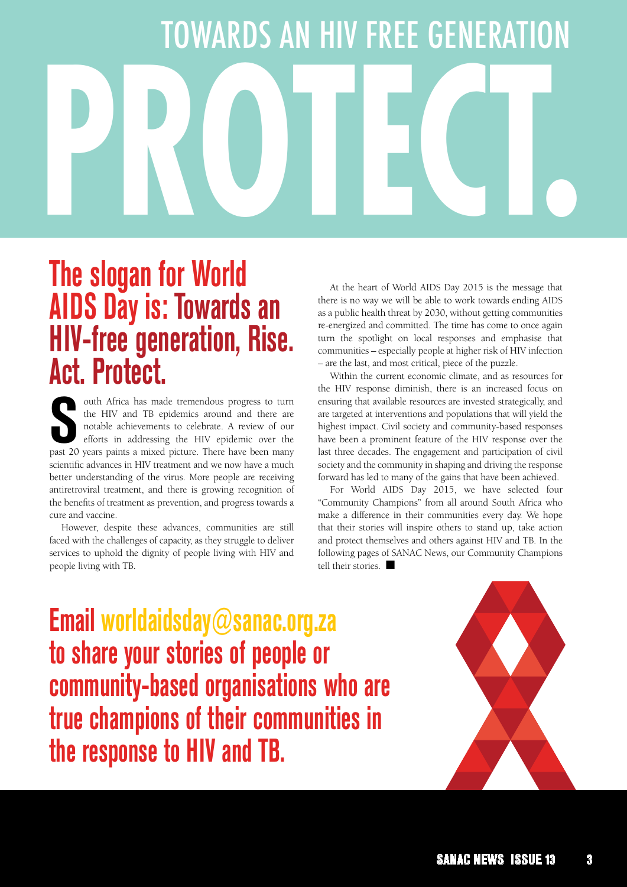# TOWARDS AN HIV FREE GENERATION

# PROTECT.

## The slogan for World AIDS Day is: Towards an HIV-free generation, Rise. Act. Protect.

South Africa has made tremendous progress to turn the HIV and TB epidemics around and there are notable achievements to celebrate. A review of our efforts in addressing the HIV epidemic over the past 20 years paints a mixed picture. There have been many scientific advances in HIV treatment and we now have a much better understanding of the virus. More people are receiving antiretroviral treatment, and there is growing recognition of the benefits of treatment as prevention, and progress towards a cure and vaccine.

However, despite these advances, communities are still faced with the challenges of capacity, as they struggle to deliver services to uphold the dignity of people living with HIV and people living with TB.

At the heart of World AIDS Day 2015 is the message that there is no way we will be able to work towards ending AIDS as a public health threat by 2030, without getting communities re-energized and committed. The time has come to once again turn the spotlight on local responses and emphasise that communities – especially people at higher risk of HIV infection – are the last, and most critical, piece of the puzzle.

Within the current economic climate, and as resources for the HIV response diminish, there is an increased focus on ensuring that available resources are invested strategically, and are targeted at interventions and populations that will yield the highest impact. Civil society and community-based responses have been a prominent feature of the HIV response over the last three decades. The engagement and participation of civil society and the community in shaping and driving the response forward has led to many of the gains that have been achieved.

For World AIDS Day 2015, we have selected four "Community Champions" from all around South Africa who make a difference in their communities every day. We hope that their stories will inspire others to stand up, take action and protect themselves and others against HIV and TB. In the following pages of SANAC News, our Community Champions tell their stories. ■

**Email worldaidsday@sanac.org.za to share your stories of people or community-based organisations who are true champions of their communities in the response to HIV and TB.**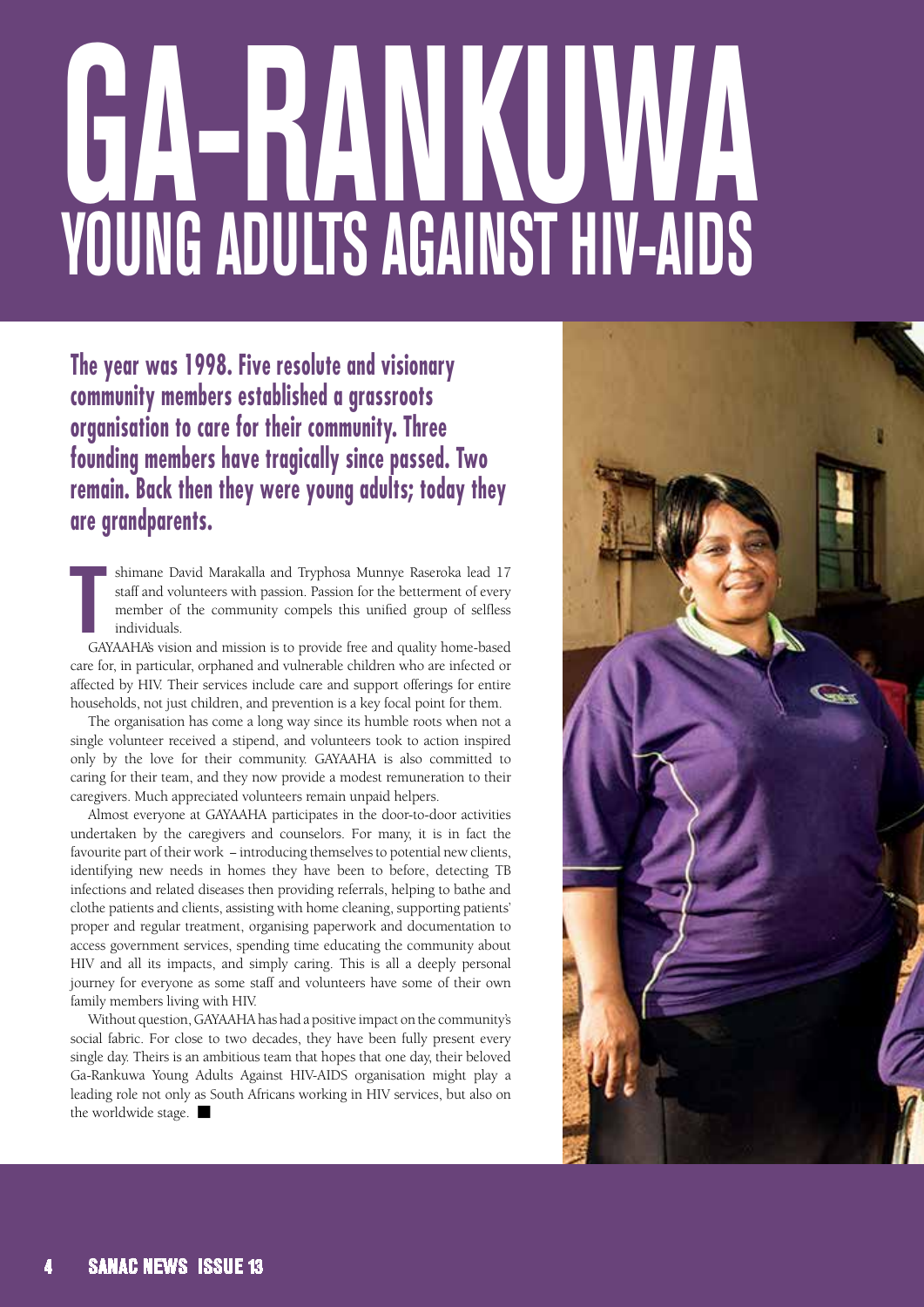# GA-RANKUWA

## YOUNG ADULTS AGAINST HIV-AIDS

**The year was 1998. Five resolute and visionary community members established a grassroots organisation to care for their community. Three founding members have tragically since passed. Two remain. Back then they were young adults; today they are grandparents.**

Tshimane David Marakalla and Tryphosa Munnye Raseroka lead 17 staff and volunteers with passion. Passion for the betterment of every member of the community compels this unified group of selfless individuals.

GAYAAHA's vision and mission is to provide free and quality home-based care for, in particular, orphaned and vulnerable children who are infected or affected by HIV. Their services include care and support offerings for entire households, not just children, and prevention is a key focal point for them.

The organisation has come a long way since its humble roots when not a single volunteer received a stipend, and volunteers took to action inspired only by the love for their community. GAYAAHA is also committed to caring for their team, and they now provide a modest remuneration to their caregivers. Much appreciated volunteers remain unpaid helpers.

Almost everyone at GAYAAHA participates in the door-to-door activities undertaken by the caregivers and counselors. For many, it is in fact the favourite part of their work – introducing themselves to potential new clients, identifying new needs in homes they have been to before, detecting TB infections and related diseases then providing referrals, helping to bathe and clothe patients and clients, assisting with home cleaning, supporting patients' proper and regular treatment, organising paperwork and documentation to access government services, spending time educating the community about HIV and all its impacts, and simply caring. This is all a deeply personal journey for everyone as some staff and volunteers have some of their own family members living with HIV.

Without question, GAYAAHA has had a positive impact on the community's social fabric. For close to two decades, they have been fully present every single day. Theirs is an ambitious team that hopes that one day, their beloved Ga-Rankuwa Young Adults Against HIV-AIDS organisation might play a leading role not only as South Africans working in HIV services, but also on the worldwide stage. ■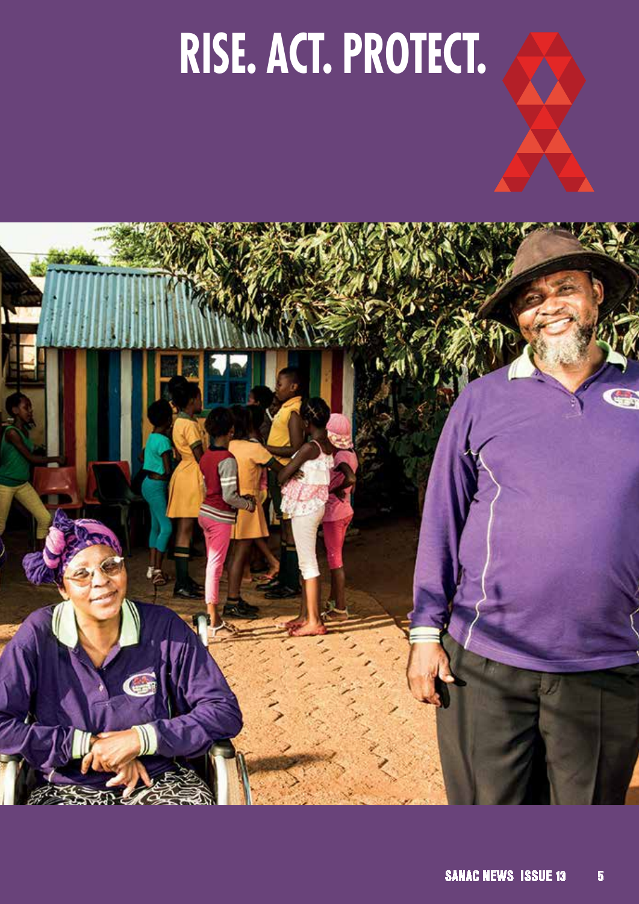# RISE. ACT. PROTECT.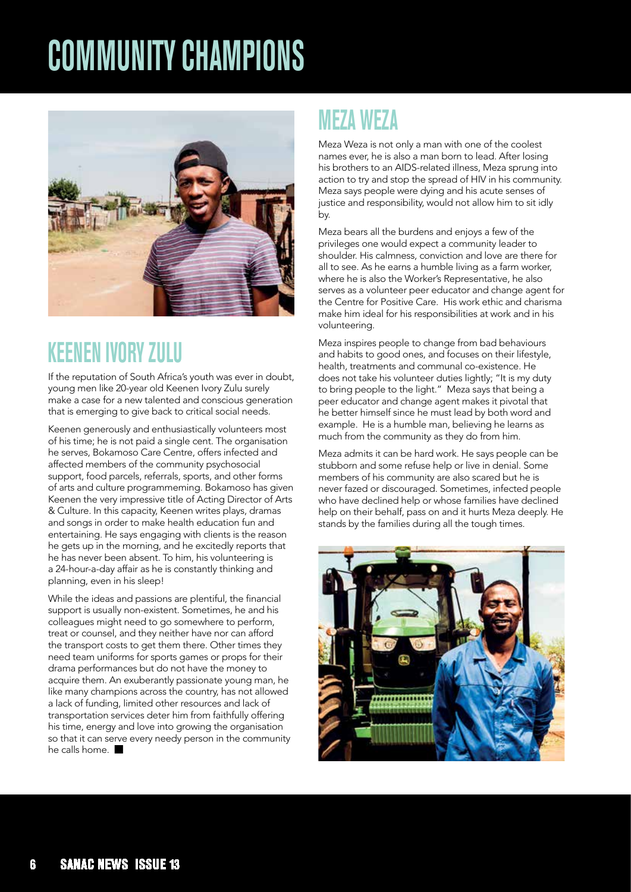# COMMUNITY CHAMPIONS

## KEENEN IVORY ZULU

If the reputation of South Africa's youth was ever in doubt, young men like 20-year old Keenen Ivory Zulu surely make a case for a new talented and conscious generation that is emerging to give back to critical social needs.

Keenen generously and enthusiastically volunteers most of his time; he is not paid a single cent. The organisation he serves, Bokamoso Care Centre, offers infected and affected members of the community psychosocial support, food parcels, referrals, sports, and other forms of arts and culture programmeming. Bokamoso has given Keenen the very impressive title of Acting Director of Arts & Culture. In this capacity, Keenen writes plays, dramas and songs in order to make health education fun and entertaining. He says engaging with clients is the reason he gets up in the morning, and he excitedly reports that he has never been absent. To him, his volunteering is a 24-hour-a-day affair as he is constantly thinking and planning, even in his sleep!

While the ideas and passions are plentiful, the financial support is usually non-existent. Sometimes, he and his colleagues might need to go somewhere to perform, treat or counsel, and they neither have nor can afford the transport costs to get them there. Other times they need team uniforms for sports games or props for their drama performances but do not have the money to acquire them. An exuberantly passionate young man, he like many champions across the country, has not allowed a lack of funding, limited other resources and lack of transportation services deter him from faithfully offering his time, energy and love into growing the organisation so that it can serve every needy person in the community he calls home. ■

## MEZA WEZA

Meza Weza is not only a man with one of the coolest names ever, he is also a man born to lead. After losing his brothers to an AIDS-related illness, Meza sprung into action to try and stop the spread of HIV in his community. Meza says people were dying and his acute senses of justice and responsibility, would not allow him to sit idly by.

Meza bears all the burdens and enjoys a few of the privileges one would expect a community leader to shoulder. His calmness, conviction and love are there for all to see. As he earns a humble living as a farm worker, where he is also the Worker's Representative, he also serves as a volunteer peer educator and change agent for the Centre for Positive Care. His work ethic and charisma make him ideal for his responsibilities at work and in his volunteering.

Meza inspires people to change from bad behaviours and habits to good ones, and focuses on their lifestyle, health, treatments and communal co-existence. He does not take his volunteer duties lightly; "It is my duty to bring people to the light." Meza says that being a peer educator and change agent makes it pivotal that he better himself since he must lead by both word and example. He is a humble man, believing he learns as much from the community as they do from him.

Meza admits it can be hard work. He says people can be stubborn and some refuse help or live in denial. Some members of his community are also scared but he is never fazed or discouraged. Sometimes, infected people who have declined help or whose families have declined help on their behalf, pass on and it hurts Meza deeply. He stands by the families during all the tough times.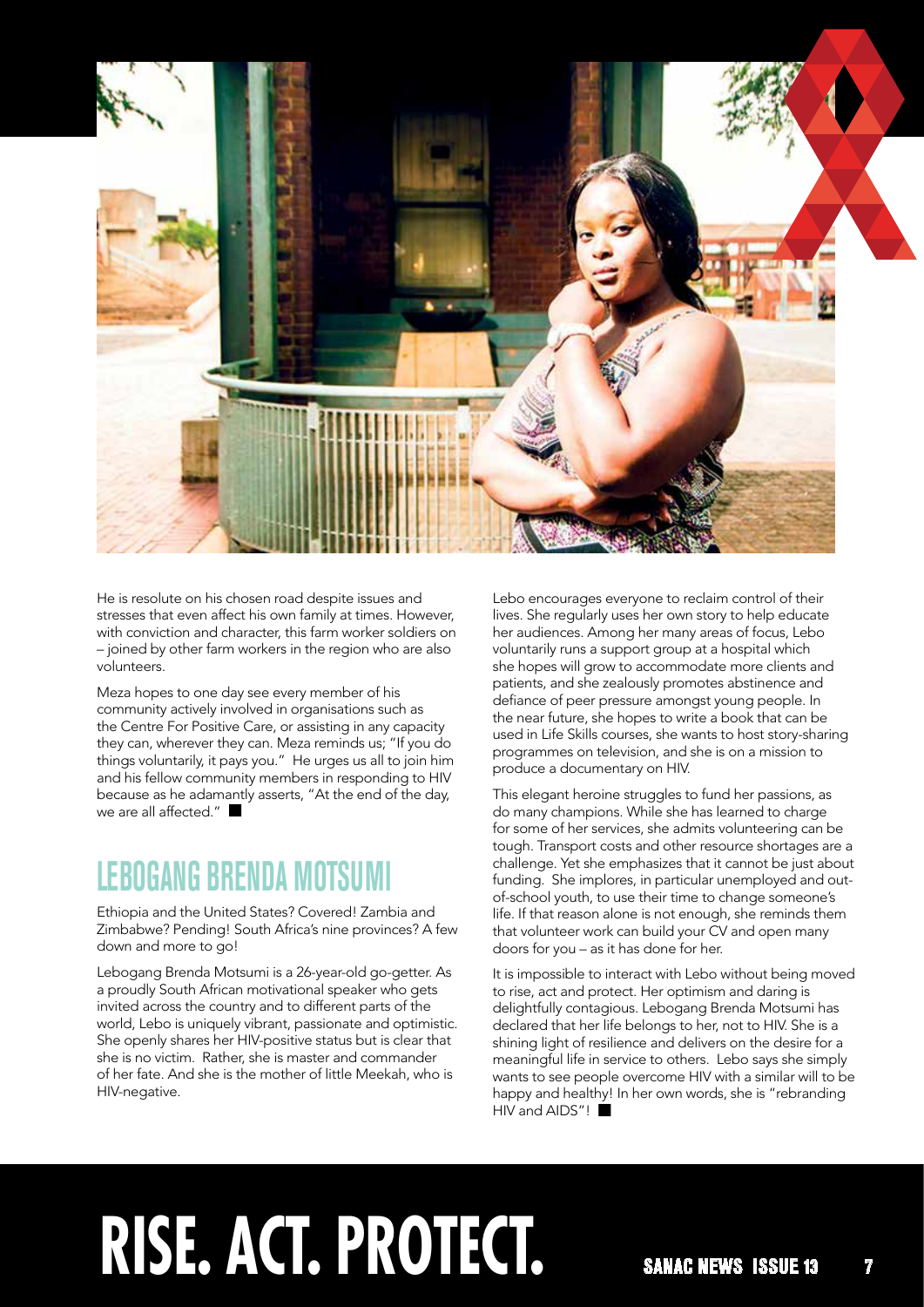He is resolute on his chosen road despite issues and stresses that even affect his own family at times. However, with conviction and character, this farm worker soldiers on – joined by other farm workers in the region who are also volunteers.

Meza hopes to one day see every member of his community actively involved in organisations such as the Centre For Positive Care, or assisting in any capacity they can, wherever they can. Meza reminds us; "If you do things voluntarily, it pays you." He urges us all to join him and his fellow community members in responding to HIV because as he adamantly asserts, "At the end of the day, we are all affected."

## LEBOGANG BRENDA MOTSUMI

Ethiopia and the United States? Covered! Zambia and Zimbabwe? Pending! South Africa's nine provinces? A few down and more to go!

Lebogang Brenda Motsumi is a 26-year-old go-getter. As a proudly South African motivational speaker who gets invited across the country and to different parts of the world, Lebo is uniquely vibrant, passionate and optimistic. She openly shares her HIV-positive status but is clear that she is no victim. Rather, she is master and commander of her fate. And she is the mother of little Meekah, who is HIV-negative.

Lebo encourages everyone to reclaim control of their lives. She regularly uses her own story to help educate her audiences. Among her many areas of focus, Lebo voluntarily runs a support group at a hospital which she hopes will grow to accommodate more clients and patients, and she zealously promotes abstinence and defiance of peer pressure amongst young people. In the near future, she hopes to write a book that can be used in Life Skills courses, she wants to host story-sharing programmes on television, and she is on a mission to produce a documentary on HIV.

This elegant heroine struggles to fund her passions, as do many champions. While she has learned to charge for some of her services, she admits volunteering can be tough. Transport costs and other resource shortages are a challenge. Yet she emphasizes that it cannot be just about funding. She implores, in particular unemployed and out-of-school youth, to use their time to change someone's life. If that reason alone is not enough, she reminds them that volunteer work can build your CV and open many doors for you – as it has done for her.

It is impossible to interact with Lebo without being moved to rise, act and protect. Her optimism and daring is delightfully contagious. Lebogang Brenda Motsumi has declared that her life belongs to her, not to HIV. She is a shining light of resilience and delivers on the desire for a meaningful life in service to others. Lebo says she simply wants to see people overcome HIV with a similar will to be happy and healthy! In her own words, she is "rebranding HIV and AIDS"!

# RISE. ACT. PROTECT.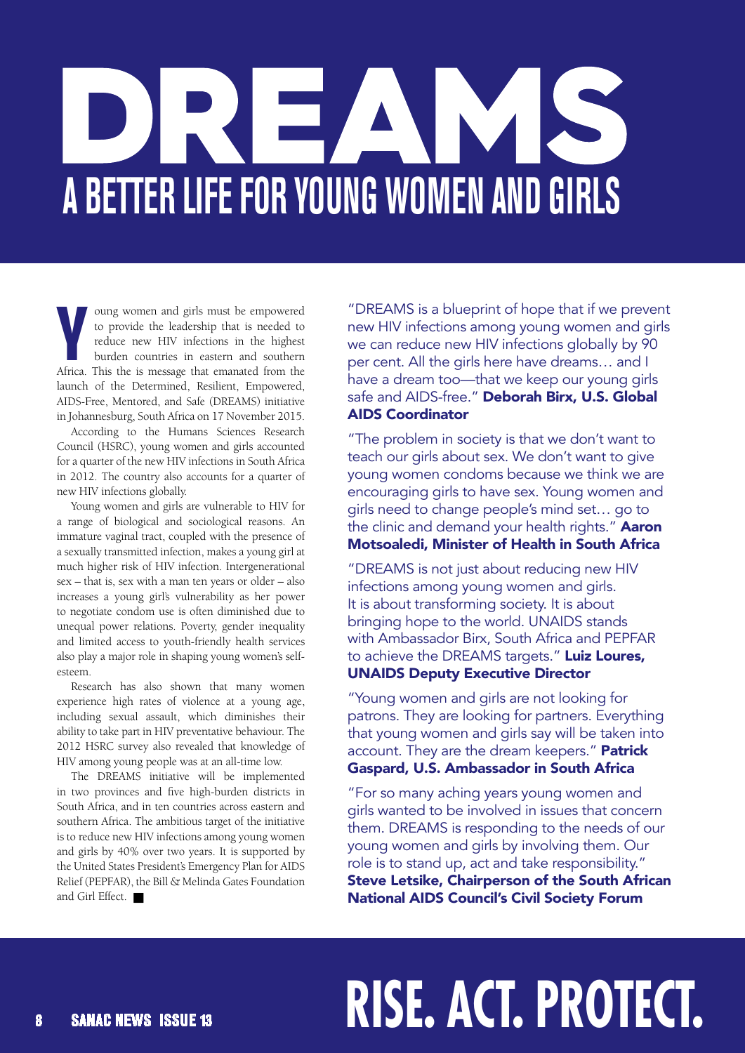# DREAMS

## A BETTER LIFE FOR YOUNG WOMEN AND GIRLS

Young women and girls must be empowered to provide the leadership that is needed to reduce new HIV infections in the highest burden countries in eastern and southern Africa. This the is message that emanated from the launch of the Determined, Resilient, Empowered, AIDS-Free, Mentored, and Safe (DREAMS) initiative in Johannesburg, South Africa on 17 November 2015.

According to the Humans Sciences Research Council (HSRC), young women and girls accounted for a quarter of the new HIV infections in South Africa in 2012. The country also accounts for a quarter of new HIV infections globally.

Young women and girls are vulnerable to HIV for a range of biological and sociological reasons. An immature vaginal tract, coupled with the presence of a sexually transmitted infection, makes a young girl at much higher risk of HIV infection. Intergenerational sex – that is, sex with a man ten years or older – also increases a young girl's vulnerability as her power to negotiate condom use is often diminished due to unequal power relations. Poverty, gender inequality and limited access to youth-friendly health services also play a major role in shaping young women's self-esteem.

Research has also shown that many women experience high rates of violence at a young age, including sexual assault, which diminishes their ability to take part in HIV preventative behaviour. The 2012 HSRC survey also revealed that knowledge of HIV among young people was at an all-time low.

The DREAMS initiative will be implemented in two provinces and five high-burden districts in South Africa, and in ten countries across eastern and southern Africa. The ambitious target of the initiative is to reduce new HIV infections among young women and girls by 40% over two years. It is supported by the United States President's Emergency Plan for AIDS Relief (PEPFAR), the Bill & Melinda Gates Foundation and Girl Effect. ■

"DREAMS is a blueprint of hope that if we prevent new HIV infections among young women and girls we can reduce new HIV infections globally by 90 per cent. All the girls here have dreams… and I have a dream too—that we keep our young girls safe and AIDS-free." **Deborah Birx, U.S. Global AIDS Coordinator**

"The problem in society is that we don't want to teach our girls about sex. We don't want to give young women condoms because we think we are encouraging girls to have sex. Young women and girls need to change people's mind set… go to the clinic and demand your health rights." **Aaron Motsoaledi, Minister of Health in South Africa**

"DREAMS is not just about reducing new HIV infections among young women and girls. It is about transforming society. It is about bringing hope to the world. UNAIDS stands with Ambassador Birx, South Africa and PEPFAR to achieve the DREAMS targets." **Luiz Loures, UNAIDS Deputy Executive Director**

"Young women and girls are not looking for patrons. They are looking for partners. Everything that young women and girls say will be taken into account. They are the dream keepers." **Patrick Gaspard, U.S. Ambassador in South Africa**

"For so many aching years young women and girls wanted to be involved in issues that concern them. DREAMS is responding to the needs of our young women and girls by involving them. Our role is to stand up, act and take responsibility." **Steve Letsike, Chairperson of the South African National AIDS Council's Civil Society Forum**

**RISE. ACT. PROTECT.**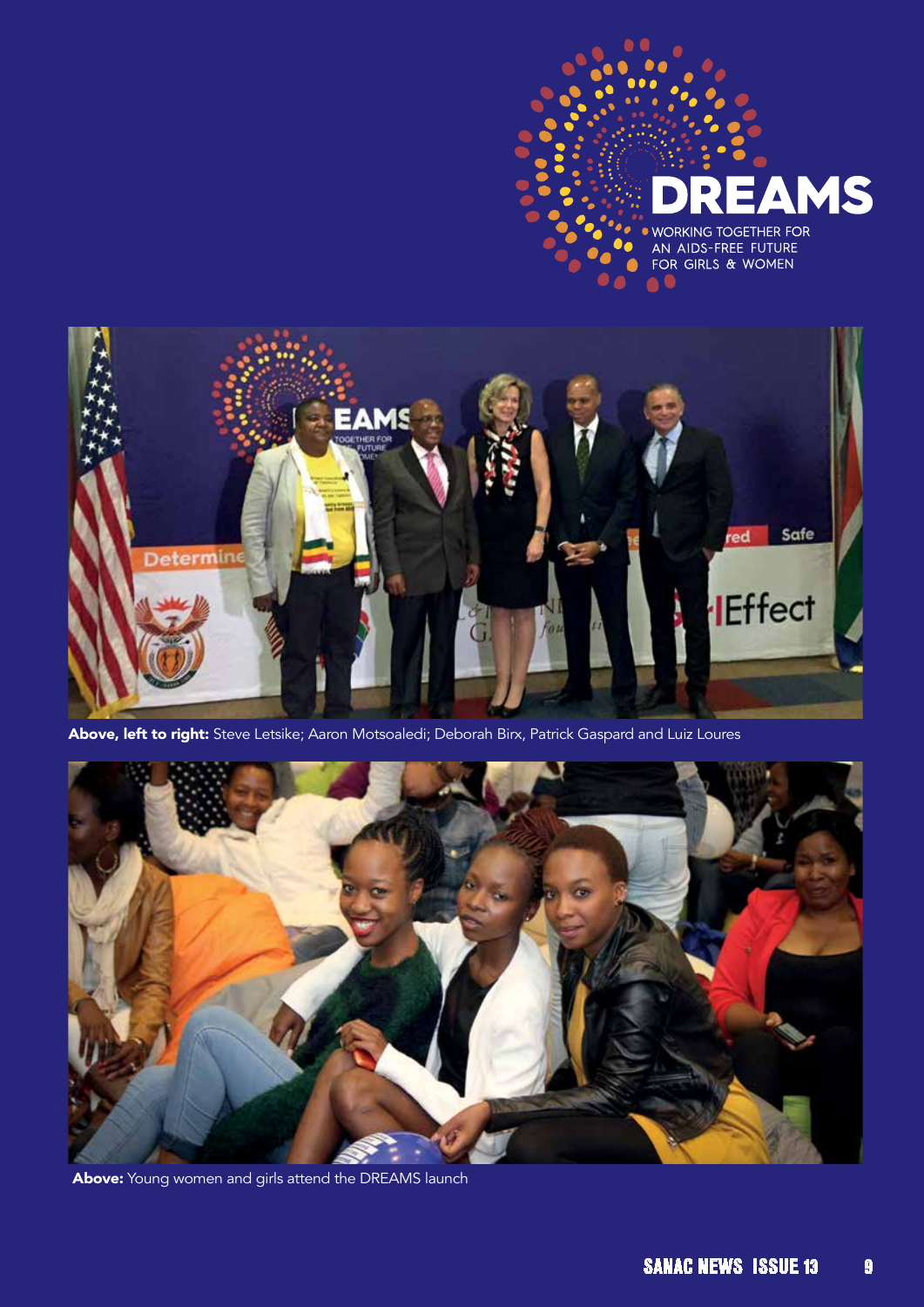DREAMS

WORKING TOGETHER FOR AN AIDS-FREE FUTURE FOR GIRLS & WOMEN

**Above, left to right:** Steve Letsike; Aaron Motsoaledi; Deborah Birx, Patrick Gaspard and Luiz Loures

**Above:** Young women and girls attend the DREAMS launch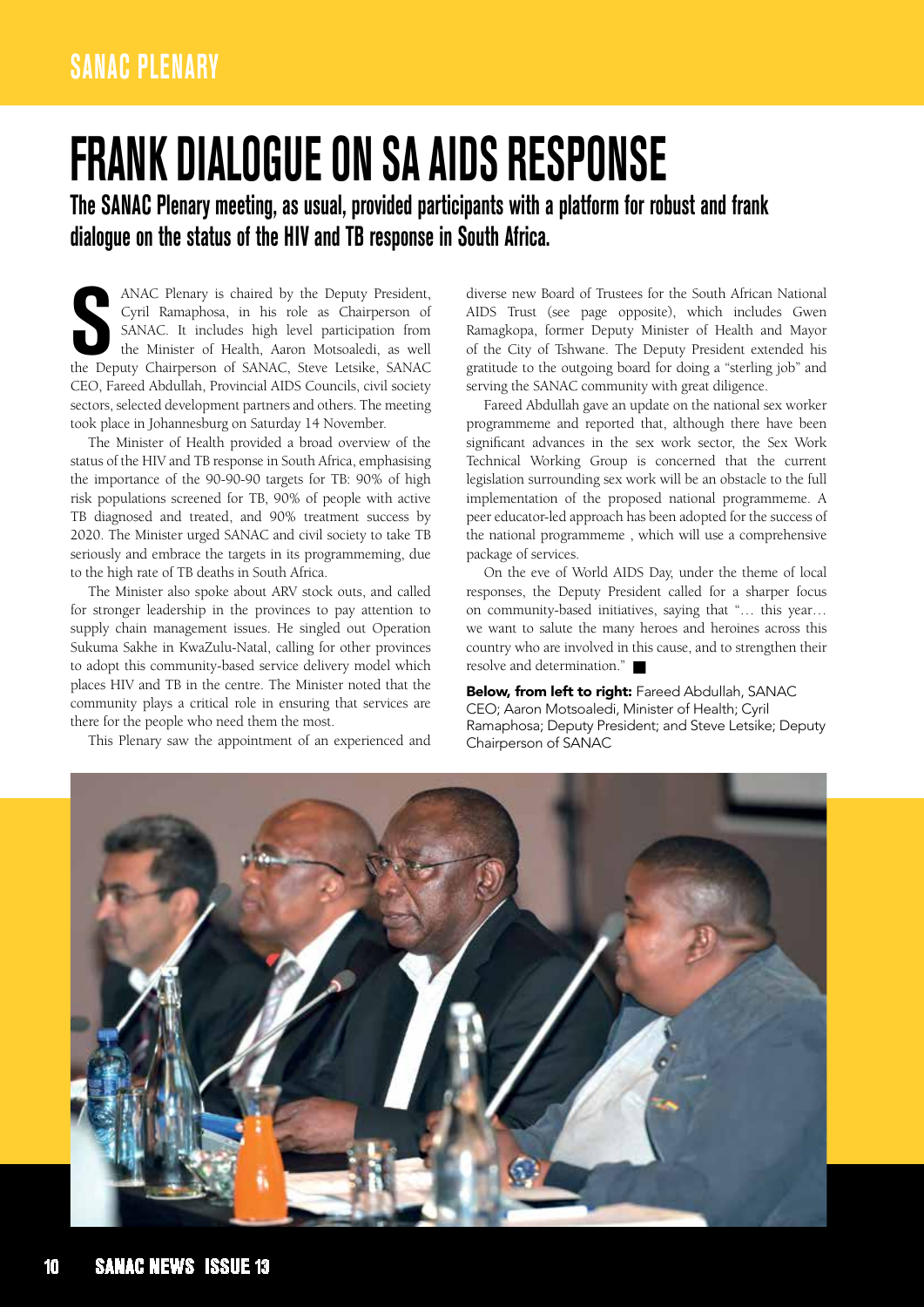## SANAC PLENARY

# FRANK DIALOGUE ON SA AIDS RESPONSE

**The SANAC Plenary meeting, as usual, provided participants with a platform for robust and frank dialogue on the status of the HIV and TB response in South Africa.**

SANAC Plenary is chaired by the Deputy President, Cyril Ramaphosa, in his role as Chairperson of SANAC. It includes high level participation from the Minister of Health, Aaron Motsoaledi, as well the Deputy Chairperson of SANAC, Steve Letsike, SANAC CEO, Fareed Abdullah, Provincial AIDS Councils, civil society sectors, selected development partners and others. The meeting took place in Johannesburg on Saturday 14 November.

The Minister of Health provided a broad overview of the status of the HIV and TB response in South Africa, emphasising the importance of the 90-90-90 targets for TB: 90% of high risk populations screened for TB, 90% of people with active TB diagnosed and treated, and 90% treatment success by 2020. The Minister urged SANAC and civil society to take TB seriously and embrace the targets in its programmeming, due to the high rate of TB deaths in South Africa.

The Minister also spoke about ARV stock outs, and called for stronger leadership in the provinces to pay attention to supply chain management issues. He singled out Operation Sukuma Sakhe in KwaZulu-Natal, calling for other provinces to adopt this community-based service delivery model which places HIV and TB in the centre. The Minister noted that the community plays a critical role in ensuring that services are there for the people who need them the most.

This Plenary saw the appointment of an experienced and diverse new Board of Trustees for the South African National AIDS Trust (see page opposite), which includes Gwen Ramagkopa, former Deputy Minister of Health and Mayor of the City of Tshwane. The Deputy President extended his gratitude to the outgoing board for doing a "sterling job" and serving the SANAC community with great diligence.

Fareed Abdullah gave an update on the national sex worker programmeme and reported that, although there have been significant advances in the sex work sector, the Sex Work Technical Working Group is concerned that the current legislation surrounding sex work will be an obstacle to the full implementation of the proposed national programmeme. A peer educator-led approach has been adopted for the success of the national programmeme , which will use a comprehensive package of services.

On the eve of World AIDS Day, under the theme of local responses, the Deputy President called for a sharper focus on community-based initiatives, saying that "… this year… we want to salute the many heroes and heroines across this country who are involved in this cause, and to strengthen their resolve and determination." ■

**Below, from left to right:** Fareed Abdullah, SANAC CEO; Aaron Motsoaledi, Minister of Health; Cyril Ramaphosa; Deputy President; and Steve Letsike; Deputy Chairperson of SANAC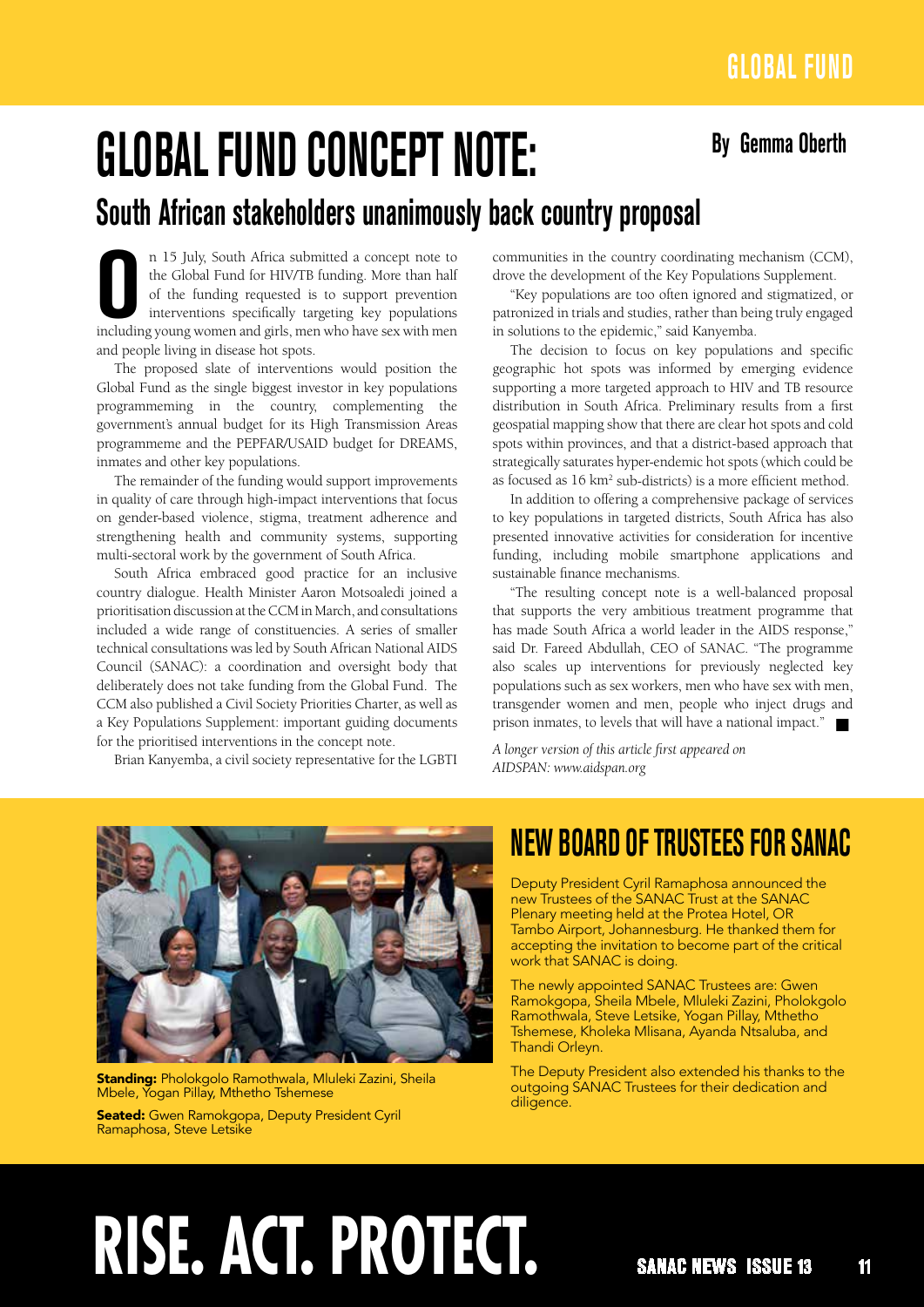# GLOBAL FUND CONCEPT NOTE:

## South African stakeholders unanimously back country proposal

**By Gemma Oberth**

On 15 July, South Africa submitted a concept note to the Global Fund for HIV/TB funding. More than half of the funding requested is to support prevention interventions specifically targeting key populations including young women and girls, men who have sex with men and people living in disease hot spots.

The proposed slate of interventions would position the Global Fund as the single biggest investor in key populations programmeming in the country, complementing the government's annual budget for its High Transmission Areas programmeme and the PEPFAR/USAID budget for DREAMS, inmates and other key populations.

The remainder of the funding would support improvements in quality of care through high-impact interventions that focus on gender-based violence, stigma, treatment adherence and strengthening health and community systems, supporting multi-sectoral work by the government of South Africa.

South Africa embraced good practice for an inclusive country dialogue. Health Minister Aaron Motsoaledi joined a prioritisation discussion at the CCM in March, and consultations included a wide range of constituencies. A series of smaller technical consultations was led by South African National AIDS Council (SANAC): a coordination and oversight body that deliberately does not take funding from the Global Fund. The CCM also published a Civil Society Priorities Charter, as well as a Key Populations Supplement: important guiding documents for the prioritised interventions in the concept note.

Brian Kanyemba, a civil society representative for the LGBTI communities in the country coordinating mechanism (CCM), drove the development of the Key Populations Supplement.

"Key populations are too often ignored and stigmatized, or patronized in trials and studies, rather than being truly engaged in solutions to the epidemic," said Kanyemba.

The decision to focus on key populations and specific geographic hot spots was informed by emerging evidence supporting a more targeted approach to HIV and TB resource distribution in South Africa. Preliminary results from a first geospatial mapping show that there are clear hot spots and cold spots within provinces, and that a district-based approach that strategically saturates hyper-endemic hot spots (which could be as focused as 16 km² sub-districts) is a more efficient method.

In addition to offering a comprehensive package of services to key populations in targeted districts, South Africa has also presented innovative activities for consideration for incentive funding, including mobile smartphone applications and sustainable finance mechanisms.

"The resulting concept note is a well-balanced proposal that supports the very ambitious treatment programme that has made South Africa a world leader in the AIDS response," said Dr. Fareed Abdullah, CEO of SANAC. "The programme also scales up interventions for previously neglected key populations such as sex workers, men who have sex with men, transgender women and men, people who inject drugs and prison inmates, to levels that will have a national impact."

*A longer version of this article first appeared on AIDSPAN: www.aidspan.org*

**Standing:** Pholokgolo Ramothwala, Mluleki Zazini, Sheila Mbele, Yogan Pillay, Mthetho Tshemese

**Seated:** Gwen Ramokgopa, Deputy President Cyril Ramaphosa, Steve Letsike

# NEW BOARD OF TRUSTEES FOR SANAC

Deputy President Cyril Ramaphosa announced the new Trustees of the SANAC Trust at the SANAC Plenary meeting held at the Protea Hotel, OR Tambo Airport, Johannesburg. He thanked them for accepting the invitation to become part of the critical work that SANAC is doing.

The newly appointed SANAC Trustees are: Gwen Ramokgopa, Sheila Mbele, Mluleki Zazini, Pholokgolo Ramothwala, Steve Letsike, Yogan Pillay, Mthetho Tshemese, Kholeka Mlisana, Ayanda Ntsaluba, and Thandi Orleyn.

The Deputy President also extended his thanks to the outgoing SANAC Trustees for their dedication and diligence.

# RISE. ACT. PROTECT.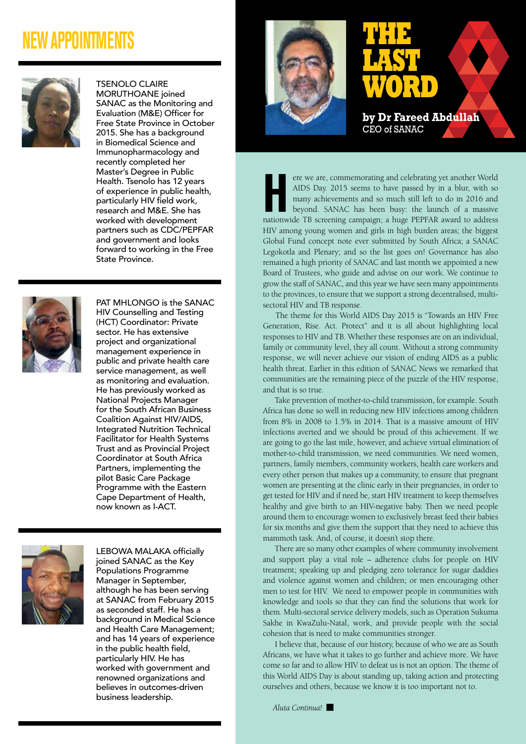# NEW APPOINTMENTS

TSENOLO CLAIRE MORUTHOANE joined SANAC as the Monitoring and Evaluation (M&E) Officer for Free State Province in October 2015. She has a background in Biomedical Science and Immunopharmacology and recently completed her Master's Degree in Public Health. Tsenolo has 12 years of experience in public health, particularly HIV field work, research and M&E. She has worked with development partners such as CDC/PEPFAR and government and looks forward to working in the Free State Province.

PAT MHLONGO is the SANAC HIV Counselling and Testing (HCT) Coordinator: Private sector. He has extensive project and organizational management experience in public and private health care service management, as well as monitoring and evaluation. He has previously worked as National Projects Manager for the South African Business Coalition Against HIV/AIDS, Integrated Nutrition Technical Facilitator for Health Systems Trust and as Provincial Project Coordinator at South Africa Partners, implementing the pilot Basic Care Package Programme with the Eastern Cape Department of Health, now known as I-ACT.

LEBOWA MALAKA officially joined SANAC as the Key Populations Programme Manager in September, although he has been serving at SANAC from February 2015 as seconded staff. He has a background in Medical Science and Health Care Management; and has 14 years of experience in the public health field, particularly HIV. He has worked with government and renowned organizations and believes in outcomes-driven business leadership.

# THE LAST WORD

**by Dr Fareed Abdullah**
CEO of SANAC

Here we are, commemorating and celebrating yet another World AIDS Day. 2015 seems to have passed by in a blur, with so many achievements and so much still left to do in 2016 and beyond. SANAC has been busy: the launch of a massive nationwide TB screening campaign; a huge PEPFAR award to address HIV among young women and girls in high burden areas; the biggest Global Fund concept note ever submitted by South Africa; a SANAC Legokotla and Plenary; and so the list goes on! Governance has also remained a high priority of SANAC and last month we appointed a new Board of Trustees, who guide and advise on our work. We continue to grow the staff of SANAC, and this year we have seen many appointments to the provinces, to ensure that we support a strong decentralised, multi-sectoral HIV and TB response.

The theme for this World AIDS Day 2015 is "Towards an HIV Free Generation, Rise. Act. Protect" and it is all about highlighting local responses to HIV and TB. Whether these responses are on an individual, family or community level, they all count. Without a strong community response, we will never achieve our vision of ending AIDS as a public health threat. Earlier in this edition of SANAC News we remarked that communities are the remaining piece of the puzzle of the HIV response, and that is so true.

Take prevention of mother-to-child transmission, for example. South Africa has done so well in reducing new HIV infections among children from 8% in 2008 to 1.5% in 2014. That is a massive amount of HIV infections averted and we should be proud of this achievement. If we are going to go the last mile, however, and achieve virtual elimination of mother-to-child transmission, we need communities. We need women, partners, family members, community workers, health care workers and every other person that makes up a community, to ensure that pregnant women are presenting at the clinic early in their pregnancies, in order to get tested for HIV and if need be, start HIV treatment to keep themselves healthy and give birth to an HIV-negative baby. Then we need people around them to encourage women to exclusively breast feed their babies for six months and give them the support that they need to achieve this mammoth task. And, of course, it doesn't stop there.

There are so many other examples of where community involvement and support play a vital role – adherence clubs for people on HIV treatment; speaking up and pledging zero tolerance for sugar daddies and violence against women and children; or men encouraging other men to test for HIV. We need to empower people in communities with knowledge and tools so that they can find the solutions that work for them. Multi-sectoral service delivery models, such as Operation Sukuma Sakhe in KwaZulu-Natal, work, and provide people with the social cohesion that is need to make communities stronger.

I believe that, because of our history, because of who we are as South Africans, we have what it takes to go further and achieve more. We have come so far and to allow HIV to defeat us is not an option. The theme of this World AIDS Day is about standing up, taking action and protecting ourselves and others, because we know it is too important not to.

*Aluta Continua!* ■